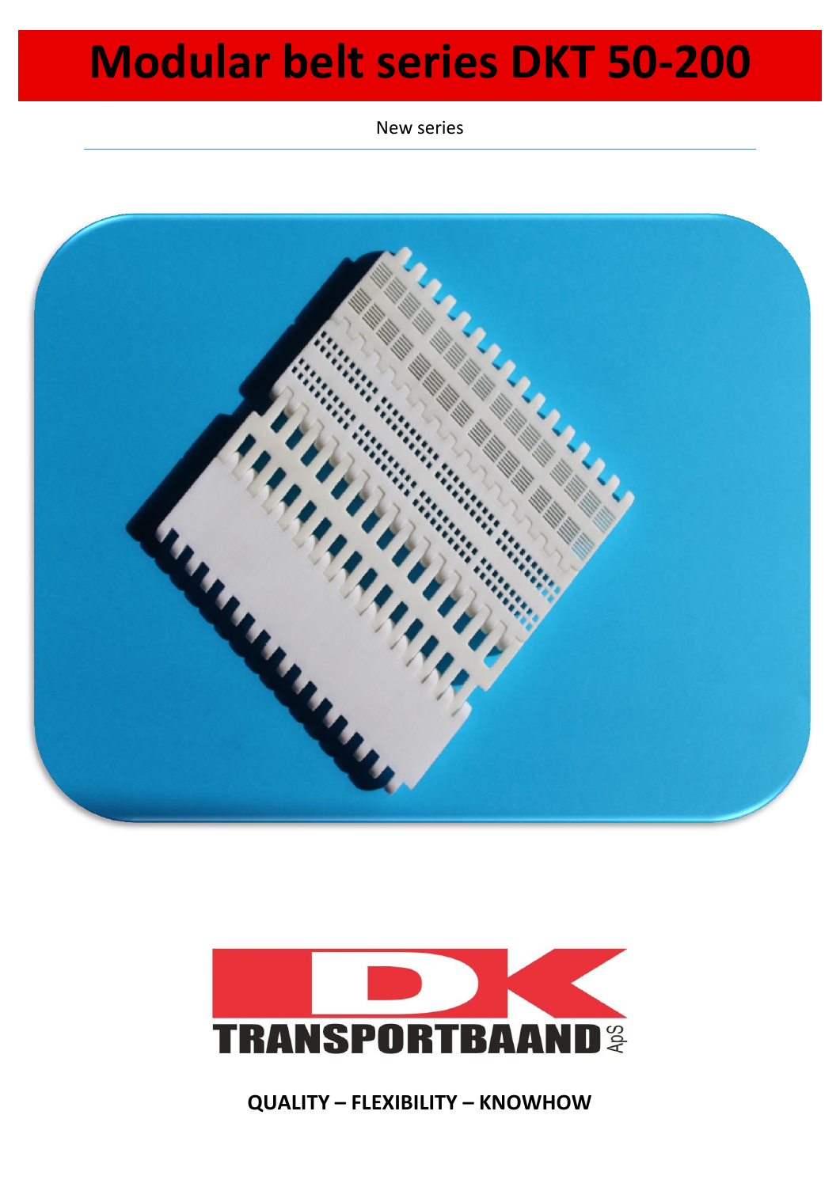# Modular belt series DKT 50-200

New series

DK TRANSPORTBAAND ApS

**QUALITY – FLEXIBILITY – KNOWHOW**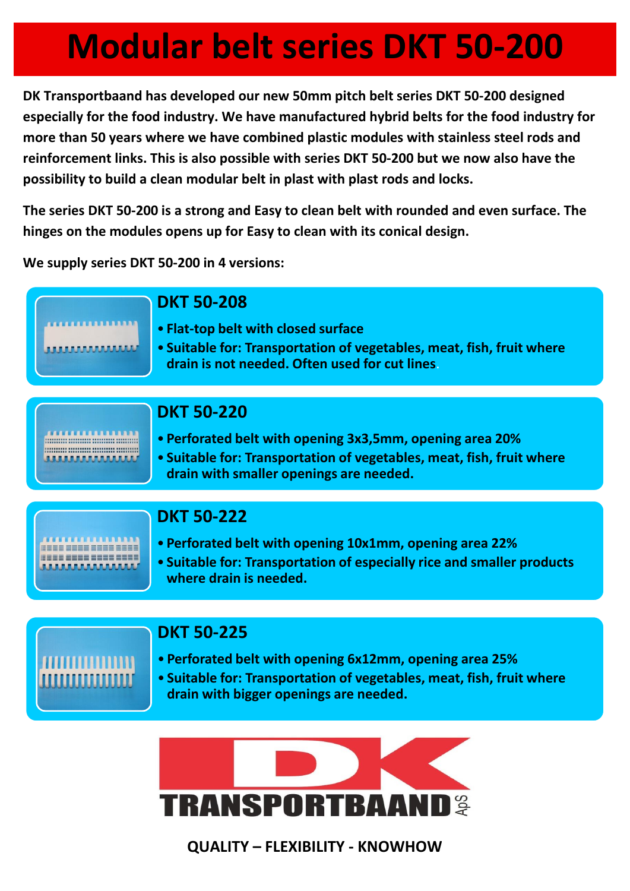# Modular belt series DKT 50-200

**DK Transportbaand has developed our new 50mm pitch belt series DKT 50-200 designed especially for the food industry. We have manufactured hybrid belts for the food industry for more than 50 years where we have combined plastic modules with stainless steel rods and reinforcement links. This is also possible with series DKT 50-200 but we now also have the possibility to build a clean modular belt in plast with plast rods and locks.**

**The series DKT 50-200 is a strong and Easy to clean belt with rounded and even surface. The hinges on the modules opens up for Easy to clean with its conical design.**

**We supply series DKT 50-200 in 4 versions:**

## DKT 50-208

- **Flat-top belt with closed surface**
- **Suitable for: Transportation of vegetables, meat, fish, fruit where drain is not needed. Often used for cut lines.**

## DKT 50-220

- **Perforated belt with opening 3x3,5mm, opening area 20%**
- **Suitable for: Transportation of vegetables, meat, fish, fruit where drain with smaller openings are needed.**

## DKT 50-222

- **Perforated belt with opening 10x1mm, opening area 22%**
- **Suitable for: Transportation of especially rice and smaller products where drain is needed.**

## DKT 50-225

- **Perforated belt with opening 6x12mm, opening area 25%**
- **Suitable for: Transportation of vegetables, meat, fish, fruit where drain with bigger openings are needed.**

DK TRANSPORTBAAND ApS

**QUALITY – FLEXIBILITY - KNOWHOW**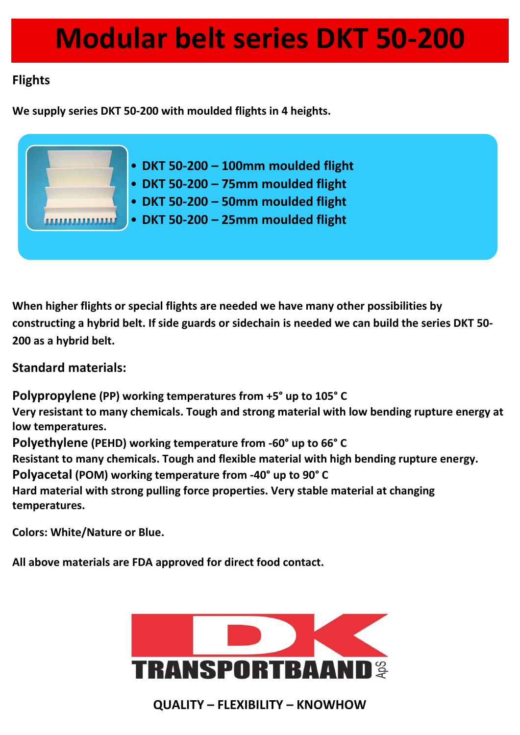# Modular belt series DKT 50-200

## Flights

**We supply series DKT 50-200 with moulded flights in 4 heights.**

- **DKT 50-200 – 100mm moulded flight**
- **DKT 50-200 – 75mm moulded flight**
- **DKT 50-200 – 50mm moulded flight**
- **DKT 50-200 – 25mm moulded flight**

**When higher flights or special flights are needed we have many other possibilities by constructing a hybrid belt. If side guards or sidechain is needed we can build the series DKT 50-200 as a hybrid belt.**

## Standard materials:

**Polypropylene (PP) working temperatures from +5° up to 105° C**
**Very resistant to many chemicals. Tough and strong material with low bending rupture energy at low temperatures.**
**Polyethylene (PEHD) working temperature from -60° up to 66° C**
**Resistant to many chemicals. Tough and flexible material with high bending rupture energy.**
**Polyacetal (POM) working temperature from -40° up to 90° C**
**Hard material with strong pulling force properties. Very stable material at changing temperatures.**

**Colors: White/Nature or Blue.**

**All above materials are FDA approved for direct food contact.**

DK TRANSPORTBAAND ApS

**QUALITY – FLEXIBILITY – KNOWHOW**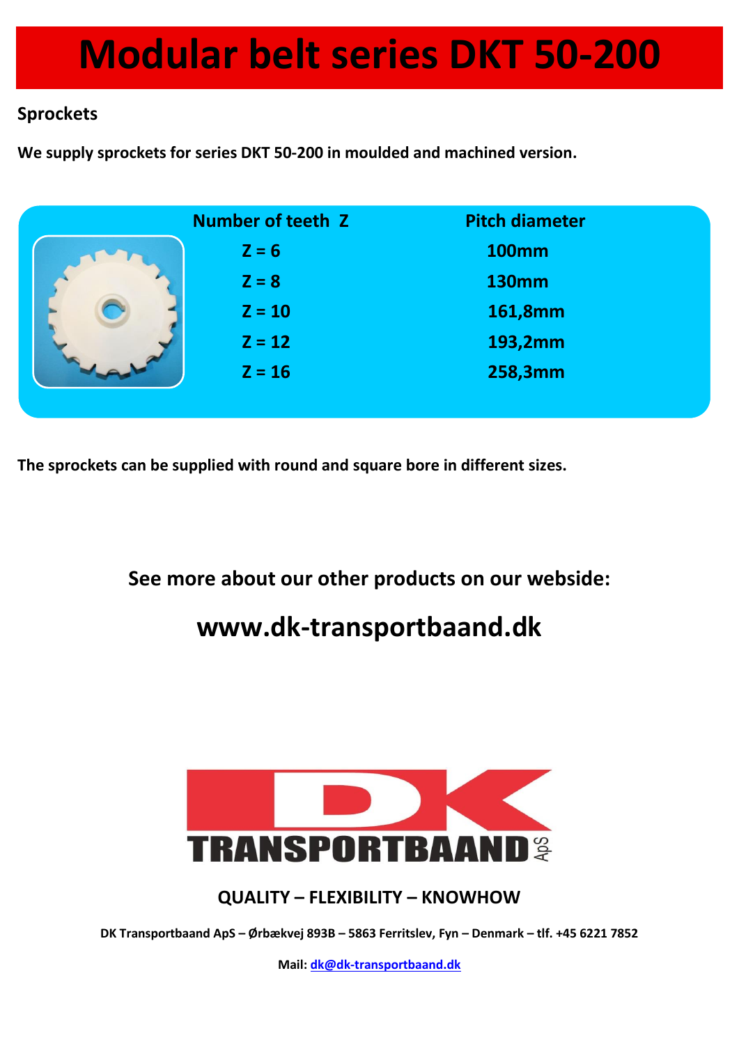# Modular belt series DKT 50-200

**Sprockets**

**We supply sprockets for series DKT 50-200 in moulded and machined version.**

| Number of teeth Z | Pitch diameter |
|---|---|
| Z = 6 | 100mm |
| Z = 8 | 130mm |
| Z = 10 | 161,8mm |
| Z = 12 | 193,2mm |
| Z = 16 | 258,3mm |

**The sprockets can be supplied with round and square bore in different sizes.**

## See more about our other products on our webside:

## www.dk-transportbaand.dk

DK TRANSPORTBAAND ApS

**QUALITY – FLEXIBILITY – KNOWHOW**

**DK Transportbaand ApS – Ørbækvej 893B – 5863 Ferritslev, Fyn – Denmark – tlf. +45 6221 7852**

**Mail: dk@dk-transportbaand.dk**